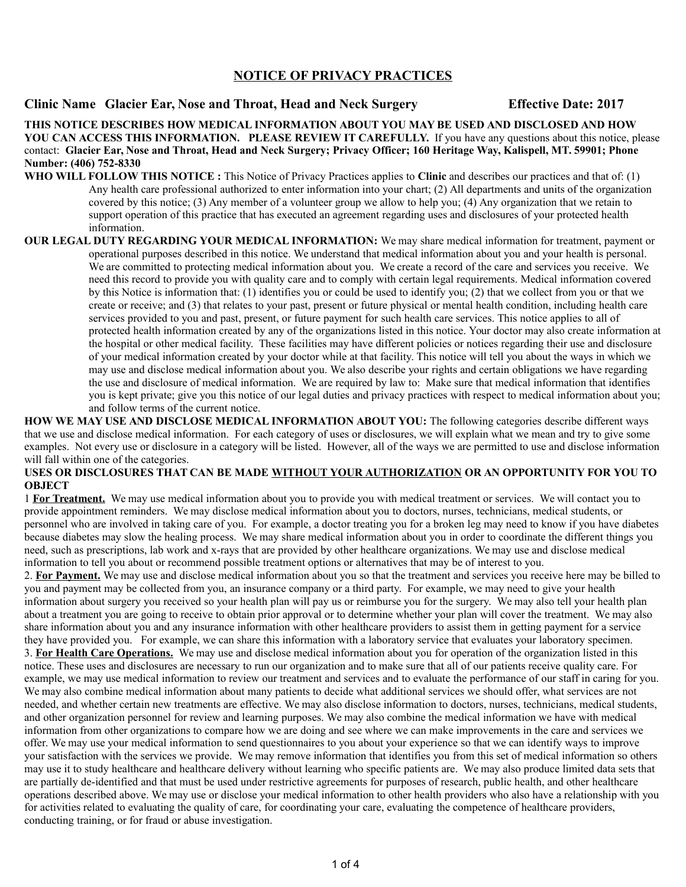# NOTICE OF PRIVACY PRACTICES

**Clinic Name Glacier Ear, Nose and Throat, Head and Neck Surgery** **Effective Date: 2017**

**THIS NOTICE DESCRIBES HOW MEDICAL INFORMATION ABOUT YOU MAY BE USED AND DISCLOSED AND HOW YOU CAN ACCESS THIS INFORMATION. PLEASE REVIEW IT CAREFULLY.** If you have any questions about this notice, please contact: **Glacier Ear, Nose and Throat, Head and Neck Surgery; Privacy Officer; 160 Heritage Way, Kalispell, MT. 59901; Phone Number: (406) 752-8330**

**WHO WILL FOLLOW THIS NOTICE :** This Notice of Privacy Practices applies to **Clinic** and describes our practices and that of: (1) Any health care professional authorized to enter information into your chart; (2) All departments and units of the organization covered by this notice; (3) Any member of a volunteer group we allow to help you; (4) Any organization that we retain to support operation of this practice that has executed an agreement regarding uses and disclosures of your protected health information.

**OUR LEGAL DUTY REGARDING YOUR MEDICAL INFORMATION:** We may share medical information for treatment, payment or operational purposes described in this notice. We understand that medical information about you and your health is personal. We are committed to protecting medical information about you. We create a record of the care and services you receive. We need this record to provide you with quality care and to comply with certain legal requirements. Medical information covered by this Notice is information that: (1) identifies you or could be used to identify you; (2) that we collect from you or that we create or receive; and (3) that relates to your past, present or future physical or mental health condition, including health care services provided to you and past, present, or future payment for such health care services. This notice applies to all of protected health information created by any of the organizations listed in this notice. Your doctor may also create information at the hospital or other medical facility. These facilities may have different policies or notices regarding their use and disclosure of your medical information created by your doctor while at that facility. This notice will tell you about the ways in which we may use and disclose medical information about you. We also describe your rights and certain obligations we have regarding the use and disclosure of medical information. We are required by law to: Make sure that medical information that identifies you is kept private; give you this notice of our legal duties and privacy practices with respect to medical information about you; and follow terms of the current notice.

**HOW WE MAY USE AND DISCLOSE MEDICAL INFORMATION ABOUT YOU:** The following categories describe different ways that we use and disclose medical information. For each category of uses or disclosures, we will explain what we mean and try to give some examples. Not every use or disclosure in a category will be listed. However, all of the ways we are permitted to use and disclose information will fall within one of the categories.

**USES OR DISCLOSURES THAT CAN BE MADE <u>WITHOUT YOUR AUTHORIZATION</u> OR AN OPPORTUNITY FOR YOU TO OBJECT**

1 **<u>For Treatment.</u>** We may use medical information about you to provide you with medical treatment or services. We will contact you to provide appointment reminders. We may disclose medical information about you to doctors, nurses, technicians, medical students, or personnel who are involved in taking care of you. For example, a doctor treating you for a broken leg may need to know if you have diabetes because diabetes may slow the healing process. We may share medical information about you in order to coordinate the different things you need, such as prescriptions, lab work and x-rays that are provided by other healthcare organizations. We may use and disclose medical information to tell you about or recommend possible treatment options or alternatives that may be of interest to you.

2. **<u>For Payment.</u>** We may use and disclose medical information about you so that the treatment and services you receive here may be billed to you and payment may be collected from you, an insurance company or a third party. For example, we may need to give your health information about surgery you received so your health plan will pay us or reimburse you for the surgery. We may also tell your health plan about a treatment you are going to receive to obtain prior approval or to determine whether your plan will cover the treatment. We may also share information about you and any insurance information with other healthcare providers to assist them in getting payment for a service they have provided you. For example, we can share this information with a laboratory service that evaluates your laboratory specimen.

3. **<u>For Health Care Operations.</u>** We may use and disclose medical information about you for operation of the organization listed in this notice. These uses and disclosures are necessary to run our organization and to make sure that all of our patients receive quality care. For example, we may use medical information to review our treatment and services and to evaluate the performance of our staff in caring for you. We may also combine medical information about many patients to decide what additional services we should offer, what services are not needed, and whether certain new treatments are effective. We may also disclose information to doctors, nurses, technicians, medical students, and other organization personnel for review and learning purposes. We may also combine the medical information we have with medical information from other organizations to compare how we are doing and see where we can make improvements in the care and services we offer. We may use your medical information to send questionnaires to you about your experience so that we can identify ways to improve your satisfaction with the services we provide. We may remove information that identifies you from this set of medical information so others may use it to study healthcare and healthcare delivery without learning who specific patients are. We may also produce limited data sets that are partially de-identified and that must be used under restrictive agreements for purposes of research, public health, and other healthcare operations described above. We may use or disclose your medical information to other health providers who also have a relationship with you for activities related to evaluating the quality of care, for coordinating your care, evaluating the competence of healthcare providers, conducting training, or for fraud or abuse investigation.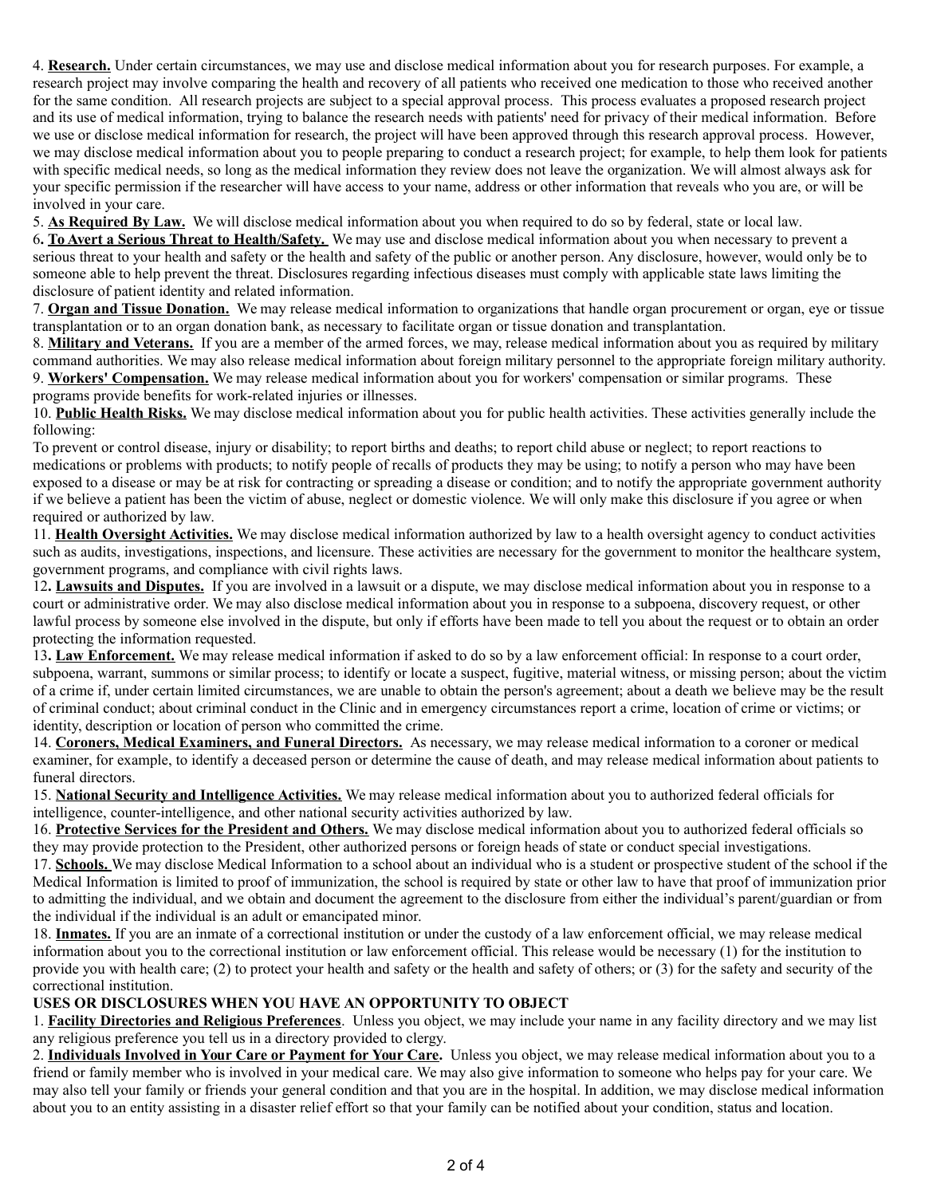4. **Research.** Under certain circumstances, we may use and disclose medical information about you for research purposes. For example, a research project may involve comparing the health and recovery of all patients who received one medication to those who received another for the same condition. All research projects are subject to a special approval process. This process evaluates a proposed research project and its use of medical information, trying to balance the research needs with patients' need for privacy of their medical information. Before we use or disclose medical information for research, the project will have been approved through this research approval process. However, we may disclose medical information about you to people preparing to conduct a research project; for example, to help them look for patients with specific medical needs, so long as the medical information they review does not leave the organization. We will almost always ask for your specific permission if the researcher will have access to your name, address or other information that reveals who you are, or will be involved in your care.

5. **As Required By Law.** We will disclose medical information about you when required to do so by federal, state or local law.

6. **To Avert a Serious Threat to Health/Safety.** We may use and disclose medical information about you when necessary to prevent a serious threat to your health and safety or the health and safety of the public or another person. Any disclosure, however, would only be to someone able to help prevent the threat. Disclosures regarding infectious diseases must comply with applicable state laws limiting the disclosure of patient identity and related information.

7. **Organ and Tissue Donation.** We may release medical information to organizations that handle organ procurement or organ, eye or tissue transplantation or to an organ donation bank, as necessary to facilitate organ or tissue donation and transplantation.

8. **Military and Veterans.** If you are a member of the armed forces, we may, release medical information about you as required by military command authorities. We may also release medical information about foreign military personnel to the appropriate foreign military authority.

9. **Workers' Compensation.** We may release medical information about you for workers' compensation or similar programs. These programs provide benefits for work-related injuries or illnesses.

10. **Public Health Risks.** We may disclose medical information about you for public health activities. These activities generally include the following:

To prevent or control disease, injury or disability; to report births and deaths; to report child abuse or neglect; to report reactions to medications or problems with products; to notify people of recalls of products they may be using; to notify a person who may have been exposed to a disease or may be at risk for contracting or spreading a disease or condition; and to notify the appropriate government authority if we believe a patient has been the victim of abuse, neglect or domestic violence. We will only make this disclosure if you agree or when required or authorized by law.

11. **Health Oversight Activities.** We may disclose medical information authorized by law to a health oversight agency to conduct activities such as audits, investigations, inspections, and licensure. These activities are necessary for the government to monitor the healthcare system, government programs, and compliance with civil rights laws.

12. **Lawsuits and Disputes.** If you are involved in a lawsuit or a dispute, we may disclose medical information about you in response to a court or administrative order. We may also disclose medical information about you in response to a subpoena, discovery request, or other lawful process by someone else involved in the dispute, but only if efforts have been made to tell you about the request or to obtain an order protecting the information requested.

13. **Law Enforcement.** We may release medical information if asked to do so by a law enforcement official: In response to a court order, subpoena, warrant, summons or similar process; to identify or locate a suspect, fugitive, material witness, or missing person; about the victim of a crime if, under certain limited circumstances, we are unable to obtain the person's agreement; about a death we believe may be the result of criminal conduct; about criminal conduct in the Clinic and in emergency circumstances report a crime, location of crime or victims; or identity, description or location of person who committed the crime.

14. **Coroners, Medical Examiners, and Funeral Directors.** As necessary, we may release medical information to a coroner or medical examiner, for example, to identify a deceased person or determine the cause of death, and may release medical information about patients to funeral directors.

15. **National Security and Intelligence Activities.** We may release medical information about you to authorized federal officials for intelligence, counter-intelligence, and other national security activities authorized by law.

16. **Protective Services for the President and Others.** We may disclose medical information about you to authorized federal officials so they may provide protection to the President, other authorized persons or foreign heads of state or conduct special investigations.

17. **Schools.** We may disclose Medical Information to a school about an individual who is a student or prospective student of the school if the Medical Information is limited to proof of immunization, the school is required by state or other law to have that proof of immunization prior to admitting the individual, and we obtain and document the agreement to the disclosure from either the individual's parent/guardian or from the individual if the individual is an adult or emancipated minor.

18. **Inmates.** If you are an inmate of a correctional institution or under the custody of a law enforcement official, we may release medical information about you to the correctional institution or law enforcement official. This release would be necessary (1) for the institution to provide you with health care; (2) to protect your health and safety or the health and safety of others; or (3) for the safety and security of the correctional institution.

**USES OR DISCLOSURES WHEN YOU HAVE AN OPPORTUNITY TO OBJECT**

1. **Facility Directories and Religious Preferences**. Unless you object, we may include your name in any facility directory and we may list any religious preference you tell us in a directory provided to clergy.

2. **Individuals Involved in Your Care or Payment for Your Care.** Unless you object, we may release medical information about you to a friend or family member who is involved in your medical care. We may also give information to someone who helps pay for your care. We may also tell your family or friends your general condition and that you are in the hospital. In addition, we may disclose medical information about you to an entity assisting in a disaster relief effort so that your family can be notified about your condition, status and location.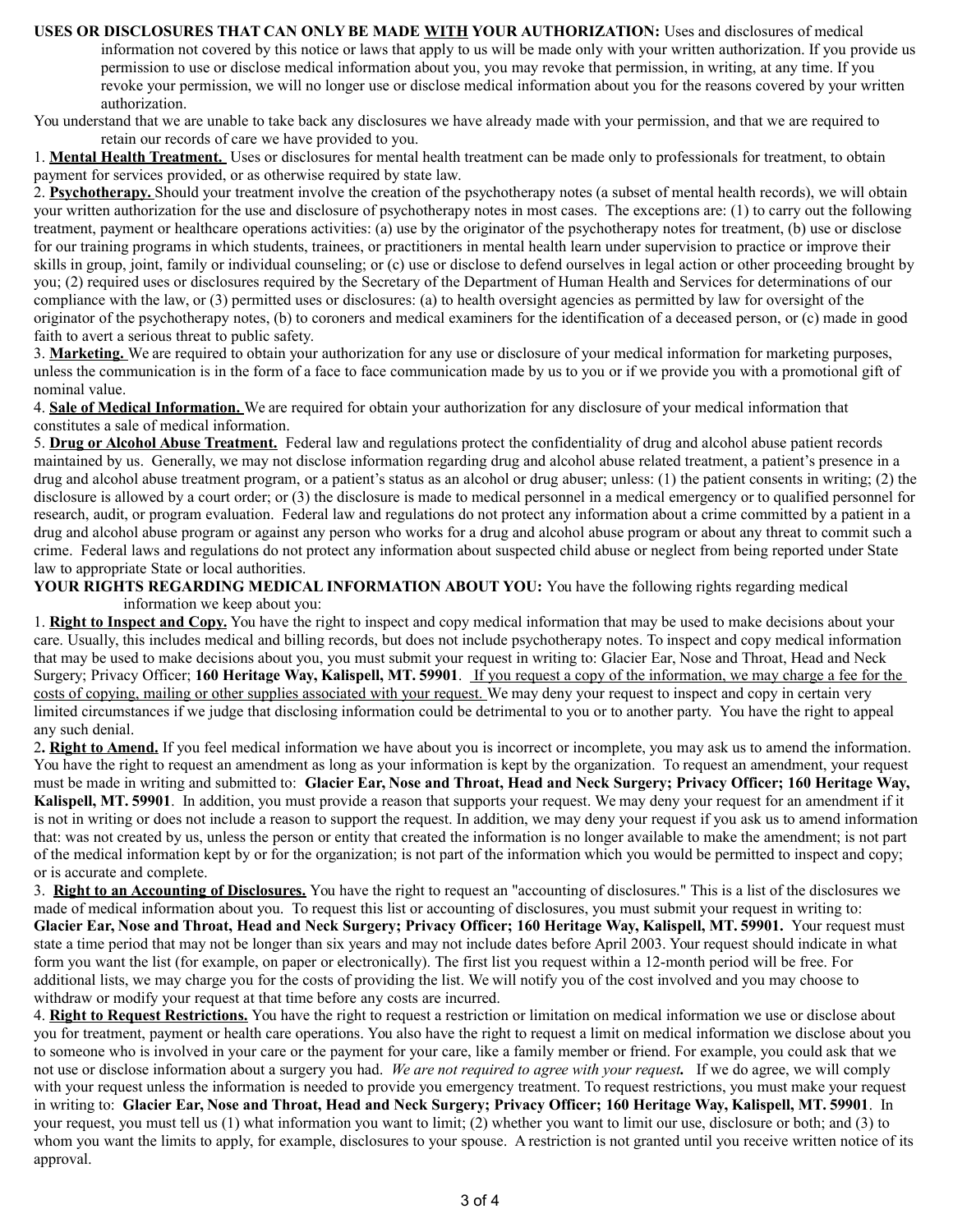**USES OR DISCLOSURES THAT CAN ONLY BE MADE <u>WITH</u> YOUR AUTHORIZATION:** Uses and disclosures of medical information not covered by this notice or laws that apply to us will be made only with your written authorization. If you provide us permission to use or disclose medical information about you, you may revoke that permission, in writing, at any time. If you revoke your permission, we will no longer use or disclose medical information about you for the reasons covered by your written authorization.

You understand that we are unable to take back any disclosures we have already made with your permission, and that we are required to retain our records of care we have provided to you.

1. **<u>Mental Health Treatment.</u>** Uses or disclosures for mental health treatment can be made only to professionals for treatment, to obtain payment for services provided, or as otherwise required by state law.

2. **<u>Psychotherapy.</u>** Should your treatment involve the creation of the psychotherapy notes (a subset of mental health records), we will obtain your written authorization for the use and disclosure of psychotherapy notes in most cases. The exceptions are: (1) to carry out the following treatment, payment or healthcare operations activities: (a) use by the originator of the psychotherapy notes for treatment, (b) use or disclose for our training programs in which students, trainees, or practitioners in mental health learn under supervision to practice or improve their skills in group, joint, family or individual counseling; or (c) use or disclose to defend ourselves in legal action or other proceeding brought by you; (2) required uses or disclosures required by the Secretary of the Department of Human Health and Services for determinations of our compliance with the law, or (3) permitted uses or disclosures: (a) to health oversight agencies as permitted by law for oversight of the originator of the psychotherapy notes, (b) to coroners and medical examiners for the identification of a deceased person, or (c) made in good faith to avert a serious threat to public safety.

3. **<u>Marketing.</u>** We are required to obtain your authorization for any use or disclosure of your medical information for marketing purposes, unless the communication is in the form of a face to face communication made by us to you or if we provide you with a promotional gift of nominal value.

4. **<u>Sale of Medical Information.</u>** We are required for obtain your authorization for any disclosure of your medical information that constitutes a sale of medical information.

5. **<u>Drug or Alcohol Abuse Treatment.</u>** Federal law and regulations protect the confidentiality of drug and alcohol abuse patient records maintained by us. Generally, we may not disclose information regarding drug and alcohol abuse related treatment, a patient's presence in a drug and alcohol abuse treatment program, or a patient's status as an alcohol or drug abuser; unless: (1) the patient consents in writing; (2) the disclosure is allowed by a court order; or (3) the disclosure is made to medical personnel in a medical emergency or to qualified personnel for research, audit, or program evaluation. Federal law and regulations do not protect any information about a crime committed by a patient in a drug and alcohol abuse program or against any person who works for a drug and alcohol abuse program or about any threat to commit such a crime. Federal laws and regulations do not protect any information about suspected child abuse or neglect from being reported under State law to appropriate State or local authorities.

**YOUR RIGHTS REGARDING MEDICAL INFORMATION ABOUT YOU:** You have the following rights regarding medical information we keep about you:

1. **<u>Right to Inspect and Copy.</u>** You have the right to inspect and copy medical information that may be used to make decisions about your care. Usually, this includes medical and billing records, but does not include psychotherapy notes. To inspect and copy medical information that may be used to make decisions about you, you must submit your request in writing to: Glacier Ear, Nose and Throat, Head and Neck Surgery; Privacy Officer; **160 Heritage Way, Kalispell, MT. 59901**. <u>If you request a copy of the information, we may charge a fee for the costs of copying, mailing or other supplies associated with your request.</u> We may deny your request to inspect and copy in certain very limited circumstances if we judge that disclosing information could be detrimental to you or to another party. You have the right to appeal any such denial.

2. **<u>Right to Amend.</u>** If you feel medical information we have about you is incorrect or incomplete, you may ask us to amend the information. You have the right to request an amendment as long as your information is kept by the organization. To request an amendment, your request must be made in writing and submitted to: **Glacier Ear, Nose and Throat, Head and Neck Surgery; Privacy Officer; 160 Heritage Way, Kalispell, MT. 59901**. In addition, you must provide a reason that supports your request. We may deny your request for an amendment if it is not in writing or does not include a reason to support the request. In addition, we may deny your request if you ask us to amend information that: was not created by us, unless the person or entity that created the information is no longer available to make the amendment; is not part of the medical information kept by or for the organization; is not part of the information which you would be permitted to inspect and copy; or is accurate and complete.

3. **<u>Right to an Accounting of Disclosures.</u>** You have the right to request an "accounting of disclosures." This is a list of the disclosures we made of medical information about you. To request this list or accounting of disclosures, you must submit your request in writing to: **Glacier Ear, Nose and Throat, Head and Neck Surgery; Privacy Officer; 160 Heritage Way, Kalispell, MT. 59901.** Your request must state a time period that may not be longer than six years and may not include dates before April 2003. Your request should indicate in what form you want the list (for example, on paper or electronically). The first list you request within a 12-month period will be free. For additional lists, we may charge you for the costs of providing the list. We will notify you of the cost involved and you may choose to withdraw or modify your request at that time before any costs are incurred.

4. **<u>Right to Request Restrictions.</u>** You have the right to request a restriction or limitation on medical information we use or disclose about you for treatment, payment or health care operations. You also have the right to request a limit on medical information we disclose about you to someone who is involved in your care or the payment for your care, like a family member or friend. For example, you could ask that we not use or disclose information about a surgery you had. ***We are not required to agree with your request.*** If we do agree, we will comply with your request unless the information is needed to provide you emergency treatment. To request restrictions, you must make your request in writing to: **Glacier Ear, Nose and Throat, Head and Neck Surgery; Privacy Officer; 160 Heritage Way, Kalispell, MT. 59901**. In your request, you must tell us (1) what information you want to limit; (2) whether you want to limit our use, disclosure or both; and (3) to whom you want the limits to apply, for example, disclosures to your spouse. A restriction is not granted until you receive written notice of its approval.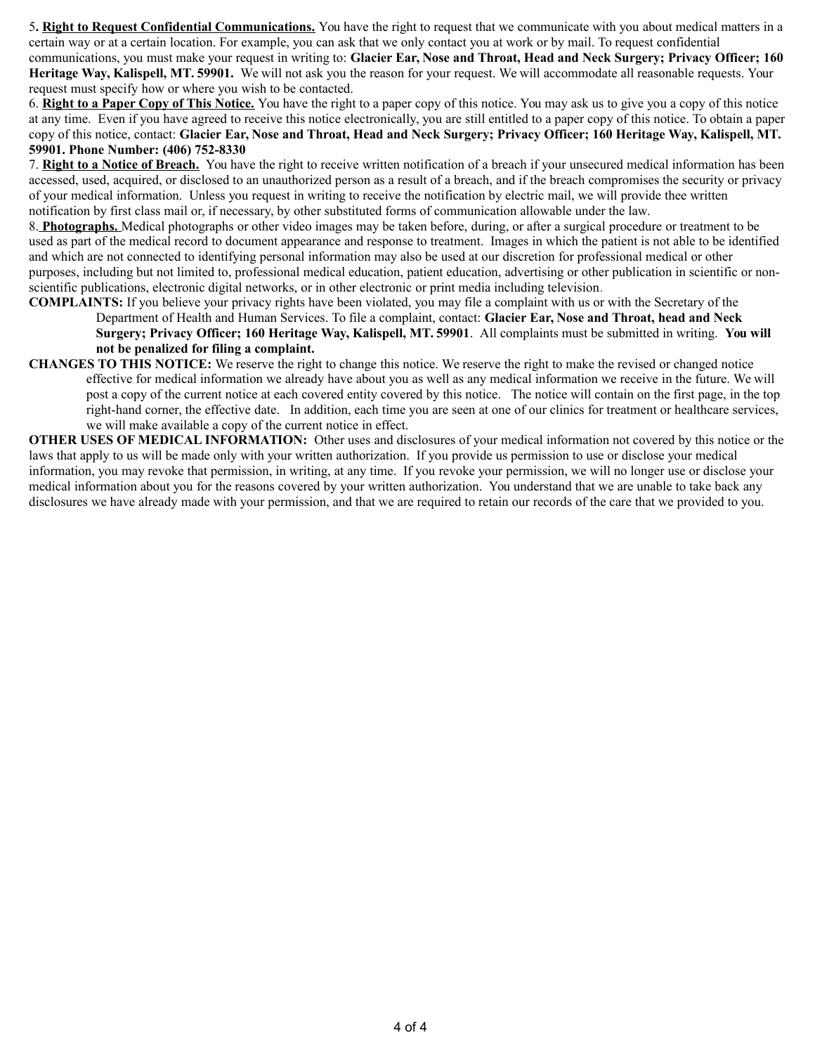5**. <u>**Right to Request Confidential Communications.**</u>** You have the right to request that we communicate with you about medical matters in a certain way or at a certain location. For example, you can ask that we only contact you at work or by mail. To request confidential communications, you must make your request in writing to: **Glacier Ear, Nose and Throat, Head and Neck Surgery; Privacy Officer; 160 Heritage Way, Kalispell, MT. 59901.** We will not ask you the reason for your request. We will accommodate all reasonable requests. Your request must specify how or where you wish to be contacted.

6. <u>**Right to a Paper Copy of This Notice.**</u> You have the right to a paper copy of this notice. You may ask us to give you a copy of this notice at any time. Even if you have agreed to receive this notice electronically, you are still entitled to a paper copy of this notice. To obtain a paper copy of this notice, contact: **Glacier Ear, Nose and Throat, Head and Neck Surgery; Privacy Officer; 160 Heritage Way, Kalispell, MT. 59901. Phone Number: (406) 752-8330**

7. <u>**Right to a Notice of Breach.**</u> You have the right to receive written notification of a breach if your unsecured medical information has been accessed, used, acquired, or disclosed to an unauthorized person as a result of a breach, and if the breach compromises the security or privacy of your medical information. Unless you request in writing to receive the notification by electric mail, we will provide thee written notification by first class mail or, if necessary, by other substituted forms of communication allowable under the law.

8. <u>**Photographs.**</u> Medical photographs or other video images may be taken before, during, or after a surgical procedure or treatment to be used as part of the medical record to document appearance and response to treatment. Images in which the patient is not able to be identified and which are not connected to identifying personal information may also be used at our discretion for professional medical or other purposes, including but not limited to, professional medical education, patient education, advertising or other publication in scientific or non-scientific publications, electronic digital networks, or in other electronic or print media including television.

**COMPLAINTS:** If you believe your privacy rights have been violated, you may file a complaint with us or with the Secretary of the Department of Health and Human Services. To file a complaint, contact: **Glacier Ear, Nose and Throat, head and Neck Surgery; Privacy Officer; 160 Heritage Way, Kalispell, MT. 59901**. All complaints must be submitted in writing. **You will not be penalized for filing a complaint.**

**CHANGES TO THIS NOTICE:** We reserve the right to change this notice. We reserve the right to make the revised or changed notice effective for medical information we already have about you as well as any medical information we receive in the future. We will post a copy of the current notice at each covered entity covered by this notice. The notice will contain on the first page, in the top right-hand corner, the effective date. In addition, each time you are seen at one of our clinics for treatment or healthcare services, we will make available a copy of the current notice in effect.

**OTHER USES OF MEDICAL INFORMATION:** Other uses and disclosures of your medical information not covered by this notice or the laws that apply to us will be made only with your written authorization. If you provide us permission to use or disclose your medical information, you may revoke that permission, in writing, at any time. If you revoke your permission, we will no longer use or disclose your medical information about you for the reasons covered by your written authorization. You understand that we are unable to take back any disclosures we have already made with your permission, and that we are required to retain our records of the care that we provided to you.